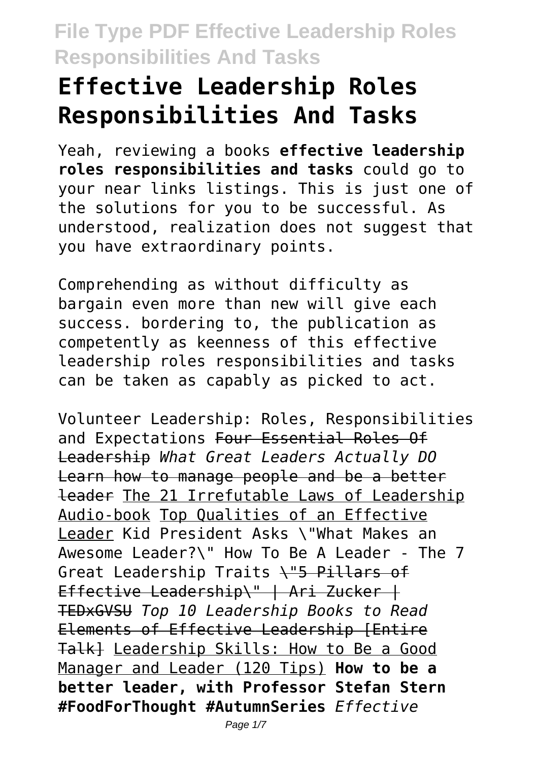# Effective Leadership Roles Responsibilities And Tasks

Yeah, reviewing a books **effective leadership roles responsibilities and tasks** could go to your near links listings. This is just one of the solutions for you to be successful. As understood, realization does not suggest that you have extraordinary points.

Comprehending as without difficulty as bargain even more than new will give each success. bordering to, the publication as competently as keenness of this effective leadership roles responsibilities and tasks can be taken as capably as picked to act.

Volunteer Leadership: Roles, Responsibilities and Expectations Four Essential Roles Of Leadership *What Great Leaders Actually DO* Learn how to manage people and be a better leader The 21 Irrefutable Laws of Leadership Audio-book Top Qualities of an Effective Leader Kid President Asks \"What Makes an Awesome Leader?\" How To Be A Leader - The 7 Great Leadership Traits \"5 Pillars of Effective Leadership\" | Ari Zucker | TEDxGVSU *Top 10 Leadership Books to Read* Elements of Effective Leadership [Entire Talk] Leadership Skills: How to Be a Good Manager and Leader (120 Tips) **How to be a better leader, with Professor Stefan Stern #FoodForThought #AutumnSeries** *Effective*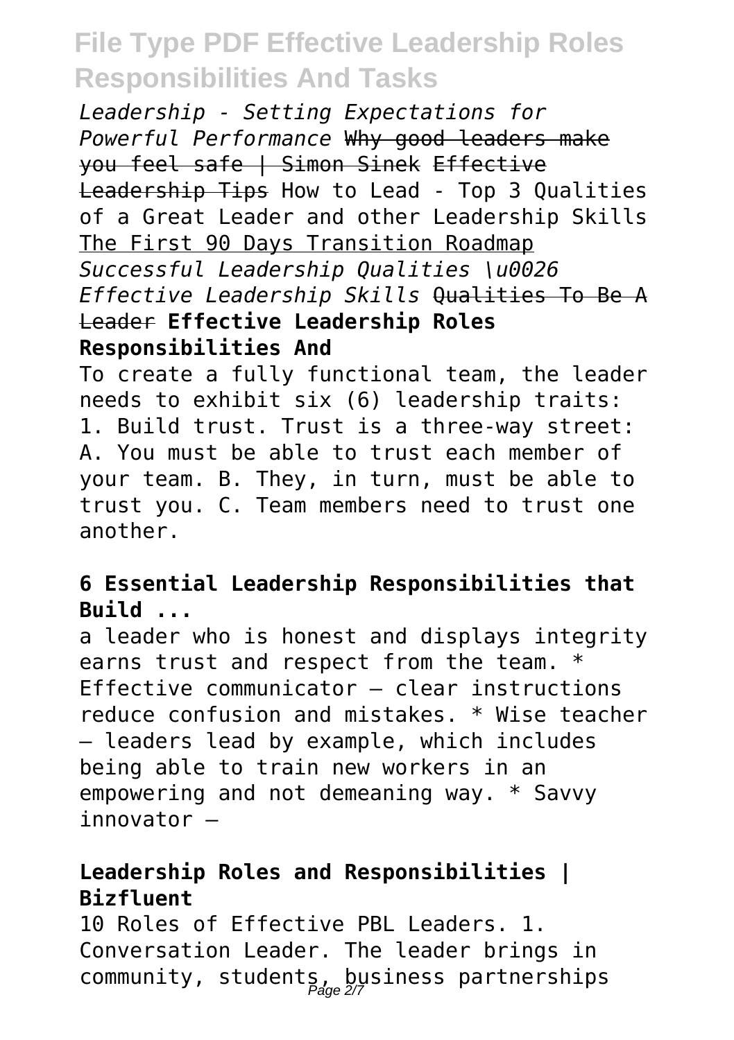*Leadership - Setting Expectations for Powerful Performance* ~~Why good leaders make you feel safe | Simon Sinek~~ ~~Effective Leadership Tips~~ How to Lead - Top 3 Qualities of a Great Leader and other Leadership Skills The First 90 Days Transition Roadmap *Successful Leadership Qualities \u0026 Effective Leadership Skills* ~~Qualities To Be A Leader~~ **Effective Leadership Roles Responsibilities And**

To create a fully functional team, the leader needs to exhibit six (6) leadership traits: 1. Build trust. Trust is a three-way street: A. You must be able to trust each member of your team. B. They, in turn, must be able to trust you. C. Team members need to trust one another.

## 6 Essential Leadership Responsibilities that Build ...

a leader who is honest and displays integrity earns trust and respect from the team. * Effective communicator – clear instructions reduce confusion and mistakes. * Wise teacher – leaders lead by example, which includes being able to train new workers in an empowering and not demeaning way. * Savvy innovator –

## Leadership Roles and Responsibilities | Bizfluent

10 Roles of Effective PBL Leaders. 1. Conversation Leader. The leader brings in community, students, business partnerships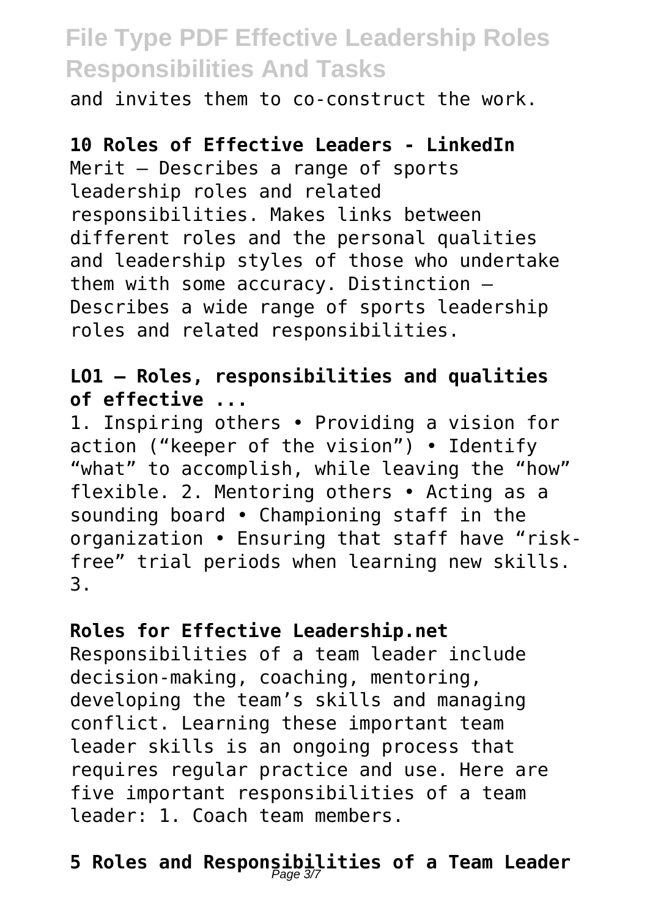and invites them to co-construct the work.

**10 Roles of Effective Leaders - LinkedIn**

Merit – Describes a range of sports leadership roles and related responsibilities. Makes links between different roles and the personal qualities and leadership styles of those who undertake them with some accuracy. Distinction – Describes a wide range of sports leadership roles and related responsibilities.

**LO1 – Roles, responsibilities and qualities of effective ...**

1. Inspiring others • Providing a vision for action ("keeper of the vision") • Identify "what" to accomplish, while leaving the "how" flexible. 2. Mentoring others • Acting as a sounding board • Championing staff in the organization • Ensuring that staff have "risk-free" trial periods when learning new skills. 3.

**Roles for Effective Leadership.net**

Responsibilities of a team leader include decision-making, coaching, mentoring, developing the team's skills and managing conflict. Learning these important team leader skills is an ongoing process that requires regular practice and use. Here are five important responsibilities of a team leader: 1. Coach team members.

**5 Roles and Responsibilities of a Team Leader**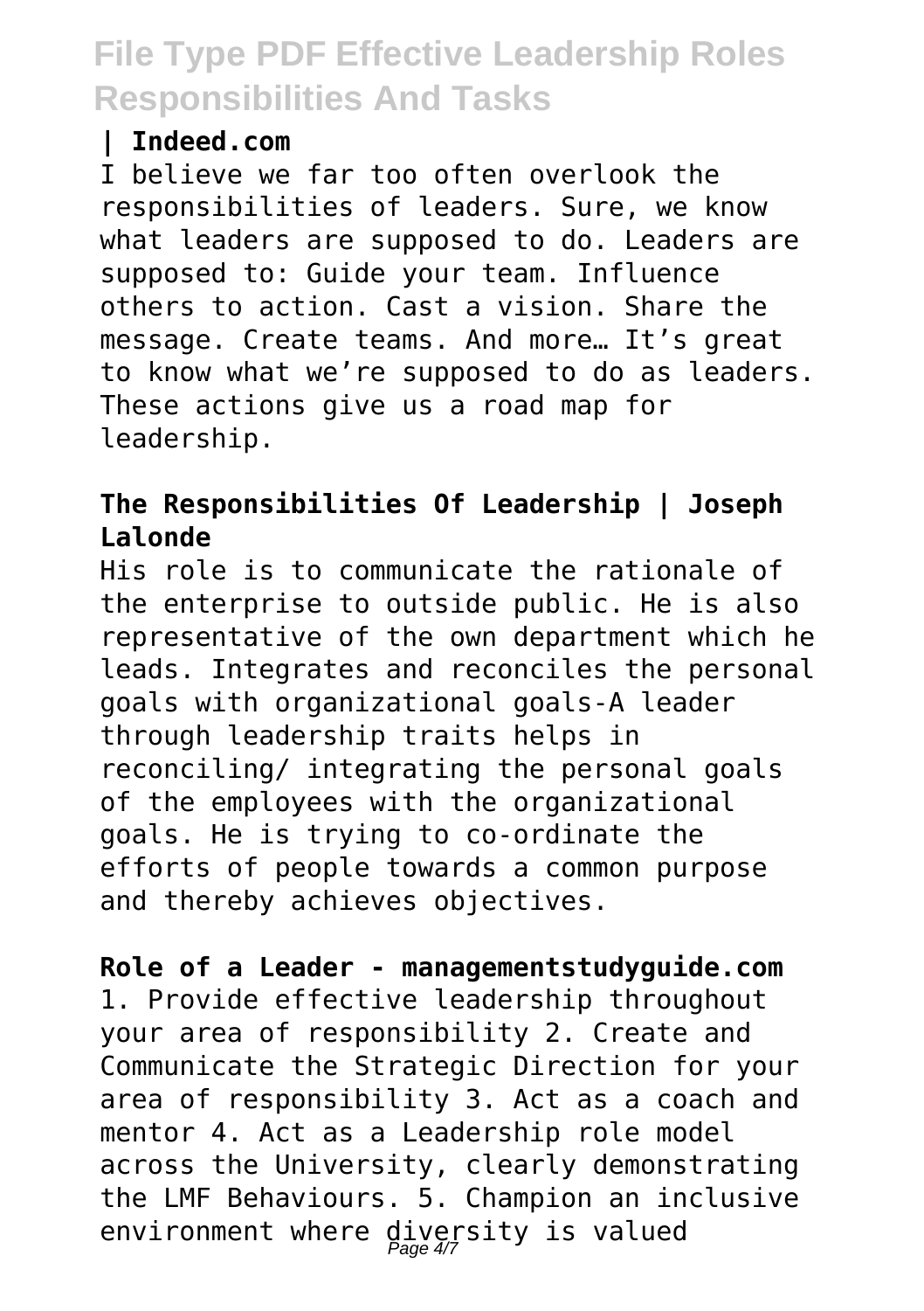**| Indeed.com**

I believe we far too often overlook the responsibilities of leaders. Sure, we know what leaders are supposed to do. Leaders are supposed to: Guide your team. Influence others to action. Cast a vision. Share the message. Create teams. And more… It's great to know what we're supposed to do as leaders. These actions give us a road map for leadership.

**The Responsibilities Of Leadership | Joseph Lalonde**

His role is to communicate the rationale of the enterprise to outside public. He is also representative of the own department which he leads. Integrates and reconciles the personal goals with organizational goals-A leader through leadership traits helps in reconciling/ integrating the personal goals of the employees with the organizational goals. He is trying to co-ordinate the efforts of people towards a common purpose and thereby achieves objectives.

**Role of a Leader - managementstudyguide.com**

1. Provide effective leadership throughout your area of responsibility 2. Create and Communicate the Strategic Direction for your area of responsibility 3. Act as a coach and mentor 4. Act as a Leadership role model across the University, clearly demonstrating the LMF Behaviours. 5. Champion an inclusive environment where diversity is valued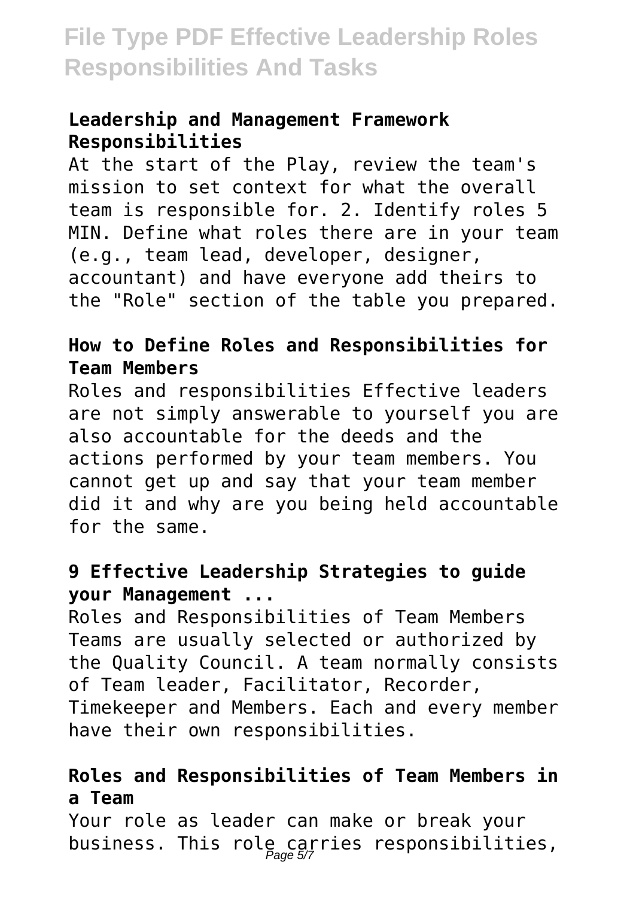### Leadership and Management Framework Responsibilities

At the start of the Play, review the team's mission to set context for what the overall team is responsible for. 2. Identify roles 5 MIN. Define what roles there are in your team (e.g., team lead, developer, designer, accountant) and have everyone add theirs to the "Role" section of the table you prepared.

### How to Define Roles and Responsibilities for Team Members

Roles and responsibilities Effective leaders are not simply answerable to yourself you are also accountable for the deeds and the actions performed by your team members. You cannot get up and say that your team member did it and why are you being held accountable for the same.

### 9 Effective Leadership Strategies to guide your Management ...

Roles and Responsibilities of Team Members Teams are usually selected or authorized by the Quality Council. A team normally consists of Team leader, Facilitator, Recorder, Timekeeper and Members. Each and every member have their own responsibilities.

### Roles and Responsibilities of Team Members in a Team

Your role as leader can make or break your business. This role carries responsibilities,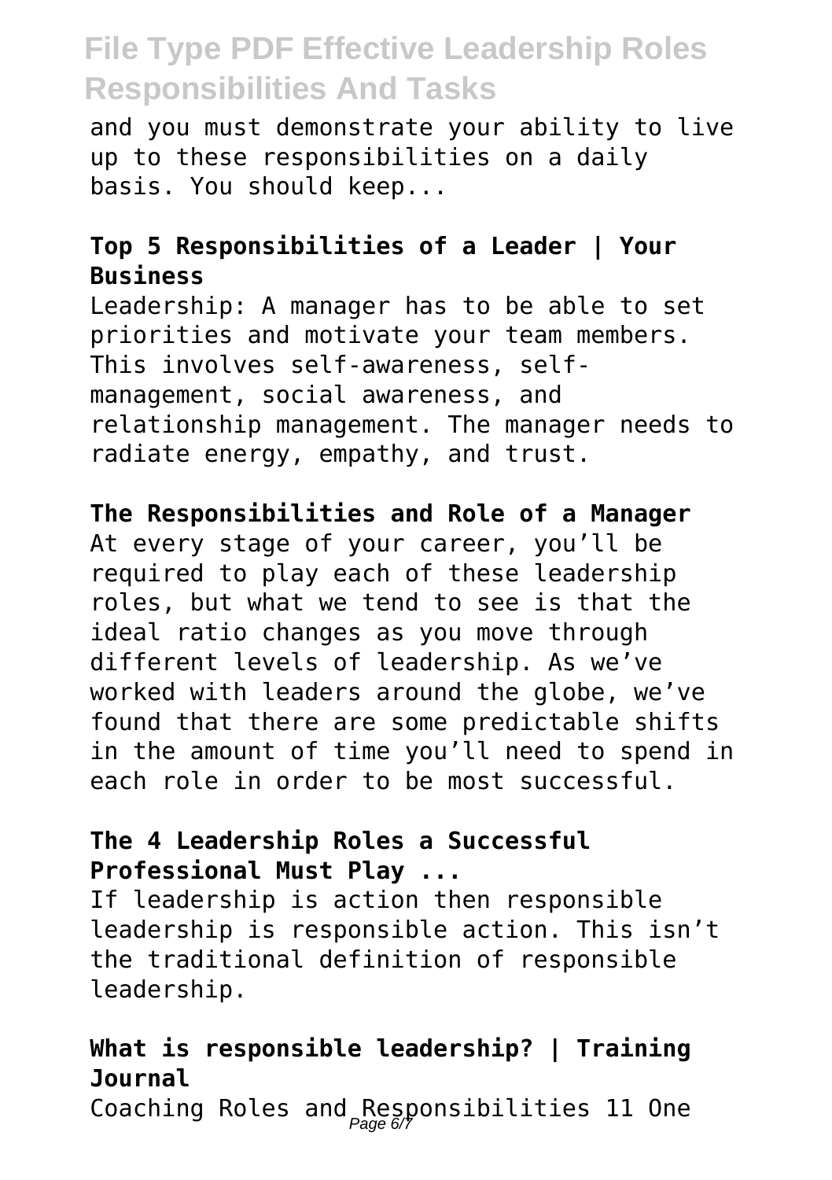and you must demonstrate your ability to live up to these responsibilities on a daily basis. You should keep...

**Top 5 Responsibilities of a Leader | Your Business**

Leadership: A manager has to be able to set priorities and motivate your team members. This involves self-awareness, self-management, social awareness, and relationship management. The manager needs to radiate energy, empathy, and trust.

**The Responsibilities and Role of a Manager**

At every stage of your career, you'll be required to play each of these leadership roles, but what we tend to see is that the ideal ratio changes as you move through different levels of leadership. As we've worked with leaders around the globe, we've found that there are some predictable shifts in the amount of time you'll need to spend in each role in order to be most successful.

**The 4 Leadership Roles a Successful Professional Must Play ...**

If leadership is action then responsible leadership is responsible action. This isn't the traditional definition of responsible leadership.

**What is responsible leadership? | Training Journal**

Coaching Roles and Responsibilities 11 One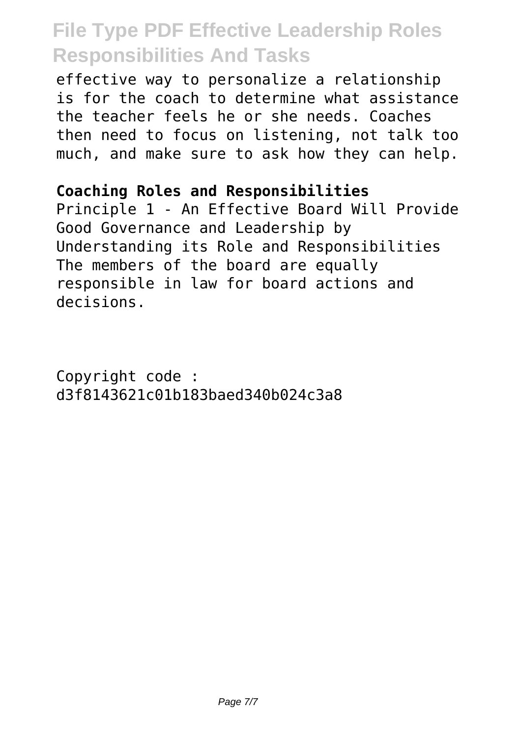effective way to personalize a relationship is for the coach to determine what assistance the teacher feels he or she needs. Coaches then need to focus on listening, not talk too much, and make sure to ask how they can help.

**Coaching Roles and Responsibilities**

Principle 1 - An Effective Board Will Provide Good Governance and Leadership by Understanding its Role and Responsibilities The members of the board are equally responsible in law for board actions and decisions.

Copyright code : d3f8143621c01b183baed340b024c3a8